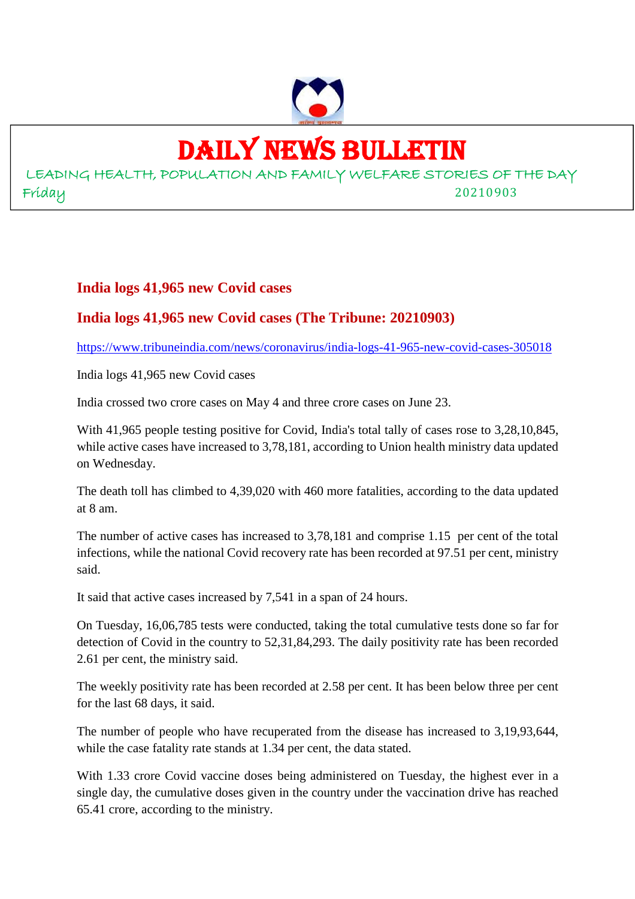# DAILY NEWS BULLETIN

LEADING HEALTH, POPULATION AND FAMILY WELFARE STORIES OF THE DAY

Friday 20210903

## India logs 41,965 new Covid cases

## India logs 41,965 new Covid cases (The Tribune: 20210903)

https://www.tribuneindia.com/news/coronavirus/india-logs-41-965-new-covid-cases-305018

India logs 41,965 new Covid cases

India crossed two crore cases on May 4 and three crore cases on June 23.

With 41,965 people testing positive for Covid, India's total tally of cases rose to 3,28,10,845, while active cases have increased to 3,78,181, according to Union health ministry data updated on Wednesday.

The death toll has climbed to 4,39,020 with 460 more fatalities, according to the data updated at 8 am.

The number of active cases has increased to 3,78,181 and comprise 1.15 per cent of the total infections, while the national Covid recovery rate has been recorded at 97.51 per cent, ministry said.

It said that active cases increased by 7,541 in a span of 24 hours.

On Tuesday, 16,06,785 tests were conducted, taking the total cumulative tests done so far for detection of Covid in the country to 52,31,84,293. The daily positivity rate has been recorded 2.61 per cent, the ministry said.

The weekly positivity rate has been recorded at 2.58 per cent. It has been below three per cent for the last 68 days, it said.

The number of people who have recuperated from the disease has increased to 3,19,93,644, while the case fatality rate stands at 1.34 per cent, the data stated.

With 1.33 crore Covid vaccine doses being administered on Tuesday, the highest ever in a single day, the cumulative doses given in the country under the vaccination drive has reached 65.41 crore, according to the ministry.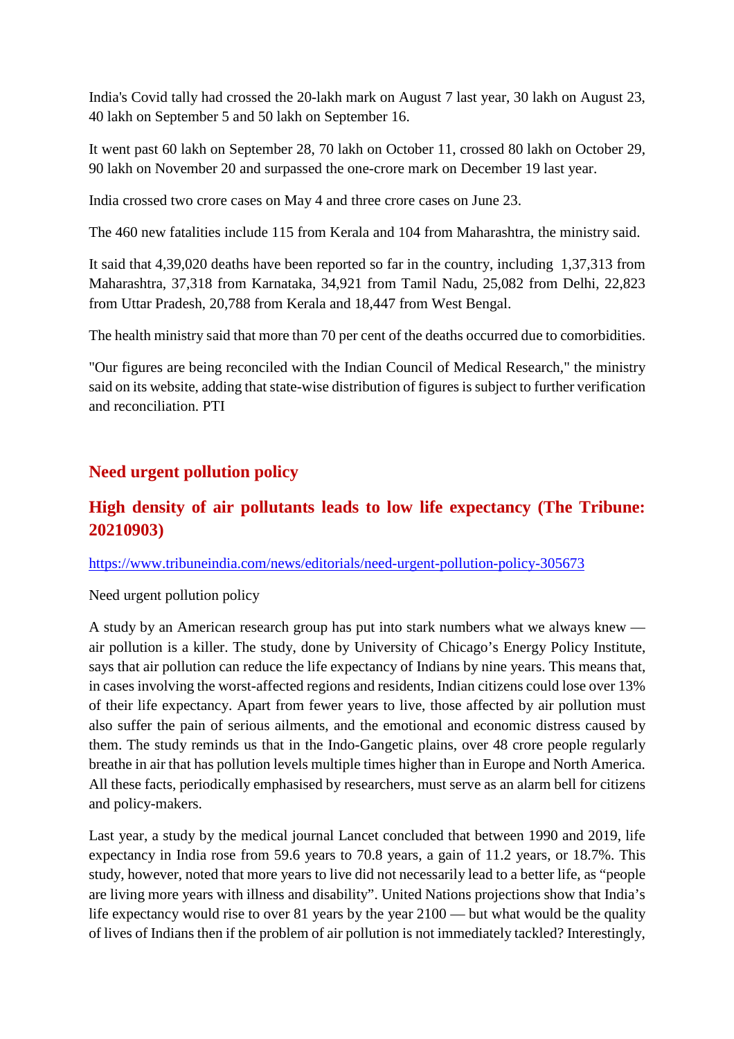India's Covid tally had crossed the 20-lakh mark on August 7 last year, 30 lakh on August 23, 40 lakh on September 5 and 50 lakh on September 16.

It went past 60 lakh on September 28, 70 lakh on October 11, crossed 80 lakh on October 29, 90 lakh on November 20 and surpassed the one-crore mark on December 19 last year.

India crossed two crore cases on May 4 and three crore cases on June 23.

The 460 new fatalities include 115 from Kerala and 104 from Maharashtra, the ministry said.

It said that 4,39,020 deaths have been reported so far in the country, including 1,37,313 from Maharashtra, 37,318 from Karnataka, 34,921 from Tamil Nadu, 25,082 from Delhi, 22,823 from Uttar Pradesh, 20,788 from Kerala and 18,447 from West Bengal.

The health ministry said that more than 70 per cent of the deaths occurred due to comorbidities.

"Our figures are being reconciled with the Indian Council of Medical Research," the ministry said on its website, adding that state-wise distribution of figures is subject to further verification and reconciliation. PTI

## Need urgent pollution policy

## High density of air pollutants leads to low life expectancy (The Tribune: 20210903)

https://www.tribuneindia.com/news/editorials/need-urgent-pollution-policy-305673

Need urgent pollution policy

A study by an American research group has put into stark numbers what we always knew — air pollution is a killer. The study, done by University of Chicago's Energy Policy Institute, says that air pollution can reduce the life expectancy of Indians by nine years. This means that, in cases involving the worst-affected regions and residents, Indian citizens could lose over 13% of their life expectancy. Apart from fewer years to live, those affected by air pollution must also suffer the pain of serious ailments, and the emotional and economic distress caused by them. The study reminds us that in the Indo-Gangetic plains, over 48 crore people regularly breathe in air that has pollution levels multiple times higher than in Europe and North America. All these facts, periodically emphasised by researchers, must serve as an alarm bell for citizens and policy-makers.

Last year, a study by the medical journal Lancet concluded that between 1990 and 2019, life expectancy in India rose from 59.6 years to 70.8 years, a gain of 11.2 years, or 18.7%. This study, however, noted that more years to live did not necessarily lead to a better life, as "people are living more years with illness and disability". United Nations projections show that India's life expectancy would rise to over 81 years by the year 2100 — but what would be the quality of lives of Indians then if the problem of air pollution is not immediately tackled? Interestingly,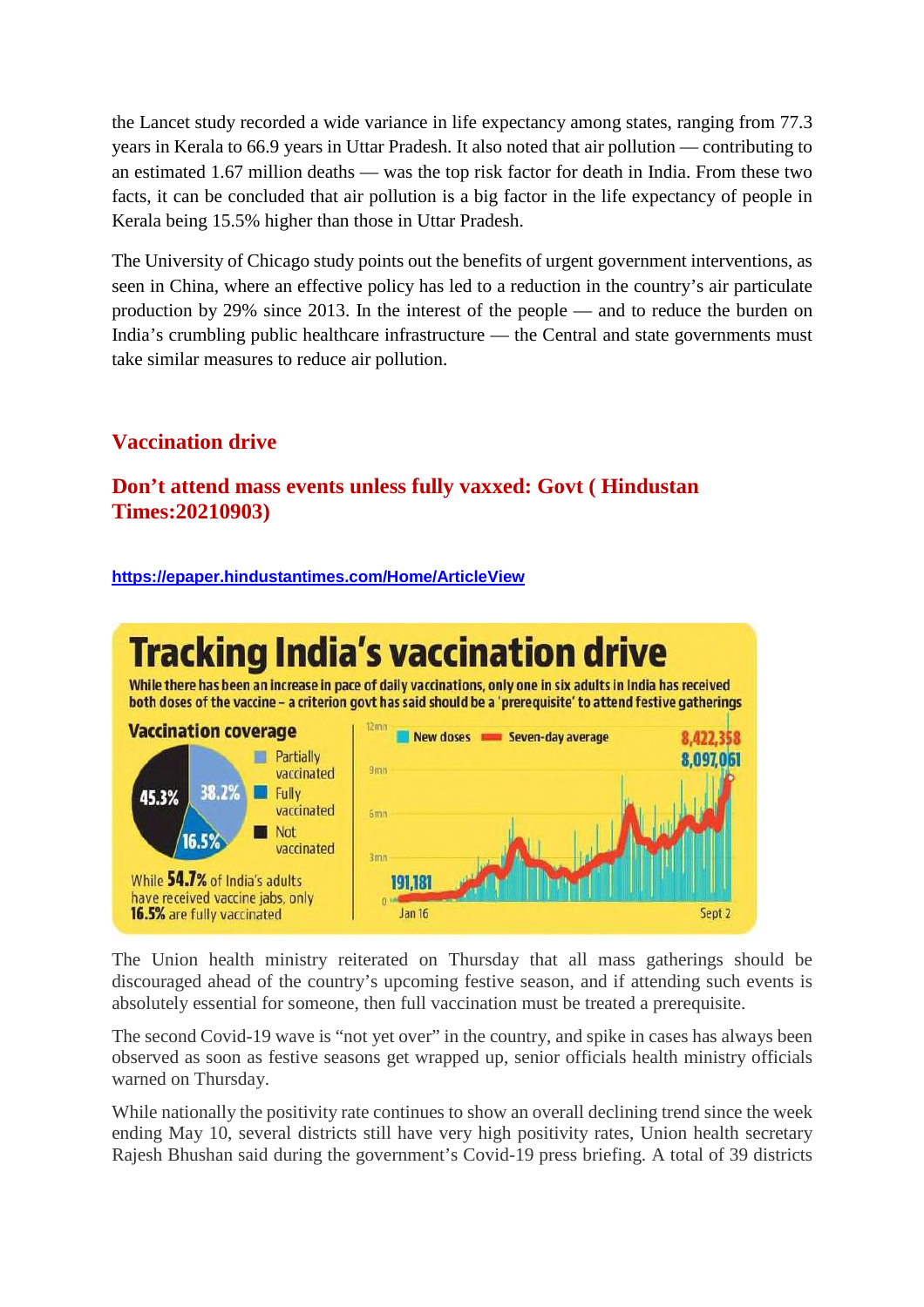the Lancet study recorded a wide variance in life expectancy among states, ranging from 77.3 years in Kerala to 66.9 years in Uttar Pradesh. It also noted that air pollution — contributing to an estimated 1.67 million deaths — was the top risk factor for death in India. From these two facts, it can be concluded that air pollution is a big factor in the life expectancy of people in Kerala being 15.5% higher than those in Uttar Pradesh.

The University of Chicago study points out the benefits of urgent government interventions, as seen in China, where an effective policy has led to a reduction in the country's air particulate production by 29% since 2013. In the interest of the people — and to reduce the burden on India's crumbling public healthcare infrastructure — the Central and state governments must take similar measures to reduce air pollution.

## Vaccination drive

### Don't attend mass events unless fully vaxxed: Govt ( Hindustan Times:20210903)

https://epaper.hindustantimes.com/Home/ArticleView

**Tracking India's vaccination drive**

While there has been an increase in pace of daily vaccinations, only one in six adults in India has received both doses of the vaccine – a criterion govt has said should be a 'prerequisite' to attend festive gatherings

**Vaccination coverage**

- Partially vaccinated: 38.2%
- Fully vaccinated: 16.5%
- Not vaccinated: 45.3%

While **54.7%** of India's adults have received vaccine jabs, only **16.5%** are fully vaccinated

New doses / Seven-day average: 191,181 (Jan 16); 8,422,358 / 8,097,061 (Sept 2)

The Union health ministry reiterated on Thursday that all mass gatherings should be discouraged ahead of the country's upcoming festive season, and if attending such events is absolutely essential for someone, then full vaccination must be treated a prerequisite.

The second Covid-19 wave is "not yet over" in the country, and spike in cases has always been observed as soon as festive seasons get wrapped up, senior officials health ministry officials warned on Thursday.

While nationally the positivity rate continues to show an overall declining trend since the week ending May 10, several districts still have very high positivity rates, Union health secretary Rajesh Bhushan said during the government's Covid-19 press briefing. A total of 39 districts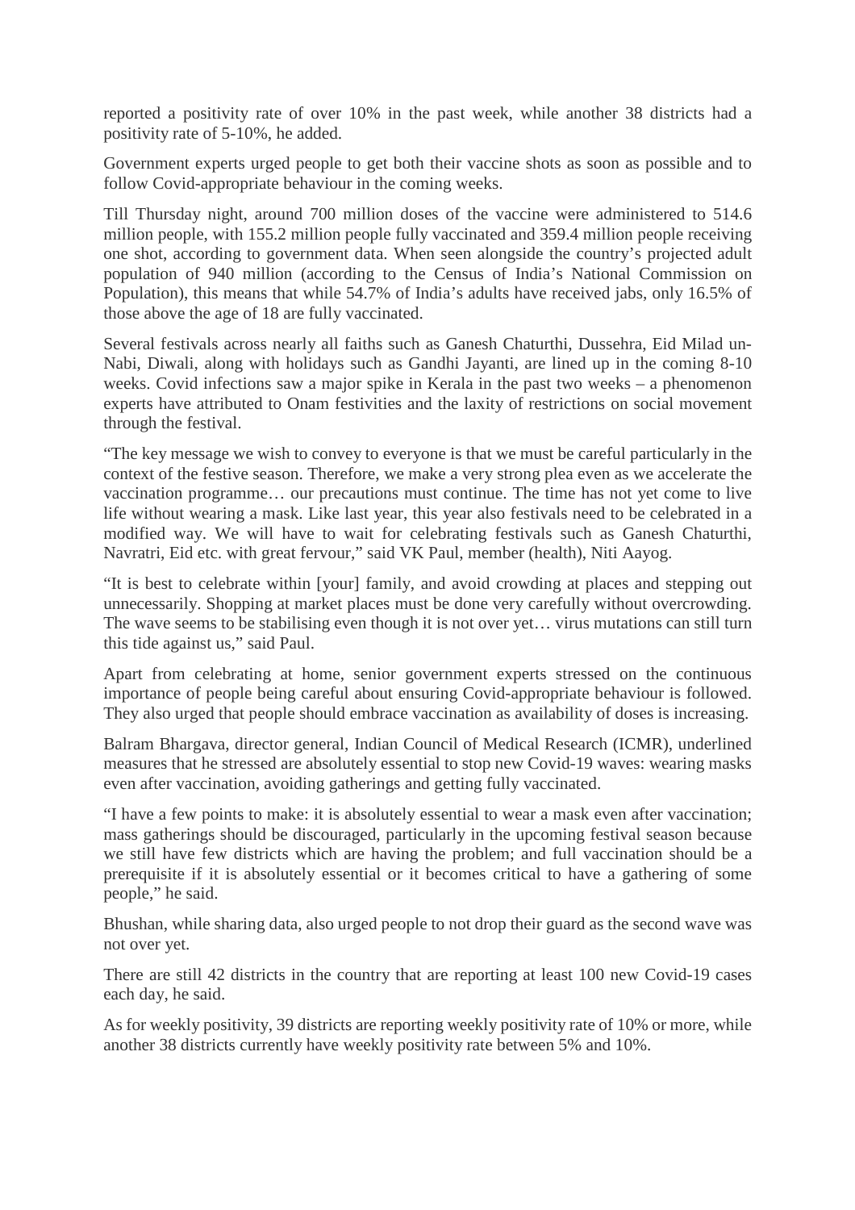reported a positivity rate of over 10% in the past week, while another 38 districts had a positivity rate of 5-10%, he added.

Government experts urged people to get both their vaccine shots as soon as possible and to follow Covid-appropriate behaviour in the coming weeks.

Till Thursday night, around 700 million doses of the vaccine were administered to 514.6 million people, with 155.2 million people fully vaccinated and 359.4 million people receiving one shot, according to government data. When seen alongside the country's projected adult population of 940 million (according to the Census of India's National Commission on Population), this means that while 54.7% of India's adults have received jabs, only 16.5% of those above the age of 18 are fully vaccinated.

Several festivals across nearly all faiths such as Ganesh Chaturthi, Dussehra, Eid Milad un-Nabi, Diwali, along with holidays such as Gandhi Jayanti, are lined up in the coming 8-10 weeks. Covid infections saw a major spike in Kerala in the past two weeks – a phenomenon experts have attributed to Onam festivities and the laxity of restrictions on social movement through the festival.

"The key message we wish to convey to everyone is that we must be careful particularly in the context of the festive season. Therefore, we make a very strong plea even as we accelerate the vaccination programme… our precautions must continue. The time has not yet come to live life without wearing a mask. Like last year, this year also festivals need to be celebrated in a modified way. We will have to wait for celebrating festivals such as Ganesh Chaturthi, Navratri, Eid etc. with great fervour," said VK Paul, member (health), Niti Aayog.

"It is best to celebrate within [your] family, and avoid crowding at places and stepping out unnecessarily. Shopping at market places must be done very carefully without overcrowding. The wave seems to be stabilising even though it is not over yet… virus mutations can still turn this tide against us," said Paul.

Apart from celebrating at home, senior government experts stressed on the continuous importance of people being careful about ensuring Covid-appropriate behaviour is followed. They also urged that people should embrace vaccination as availability of doses is increasing.

Balram Bhargava, director general, Indian Council of Medical Research (ICMR), underlined measures that he stressed are absolutely essential to stop new Covid-19 waves: wearing masks even after vaccination, avoiding gatherings and getting fully vaccinated.

"I have a few points to make: it is absolutely essential to wear a mask even after vaccination; mass gatherings should be discouraged, particularly in the upcoming festival season because we still have few districts which are having the problem; and full vaccination should be a prerequisite if it is absolutely essential or it becomes critical to have a gathering of some people," he said.

Bhushan, while sharing data, also urged people to not drop their guard as the second wave was not over yet.

There are still 42 districts in the country that are reporting at least 100 new Covid-19 cases each day, he said.

As for weekly positivity, 39 districts are reporting weekly positivity rate of 10% or more, while another 38 districts currently have weekly positivity rate between 5% and 10%.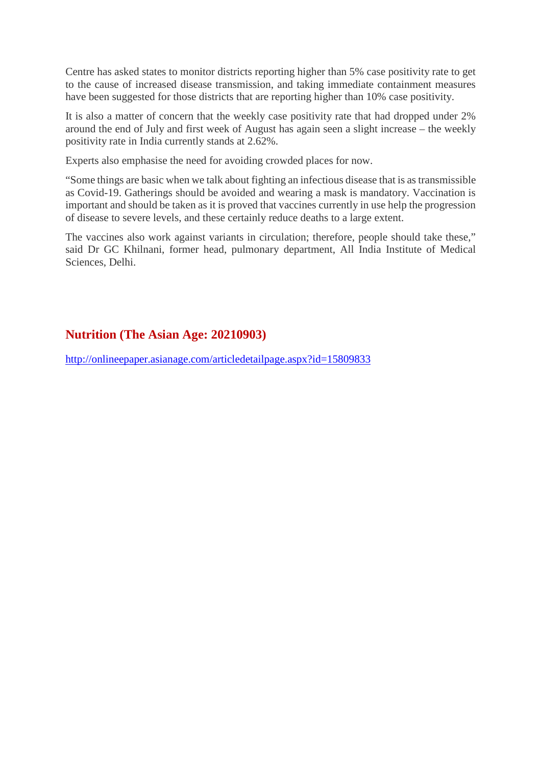Centre has asked states to monitor districts reporting higher than 5% case positivity rate to get to the cause of increased disease transmission, and taking immediate containment measures have been suggested for those districts that are reporting higher than 10% case positivity.

It is also a matter of concern that the weekly case positivity rate that had dropped under 2% around the end of July and first week of August has again seen a slight increase – the weekly positivity rate in India currently stands at 2.62%.

Experts also emphasise the need for avoiding crowded places for now.

"Some things are basic when we talk about fighting an infectious disease that is as transmissible as Covid-19. Gatherings should be avoided and wearing a mask is mandatory. Vaccination is important and should be taken as it is proved that vaccines currently in use help the progression of disease to severe levels, and these certainly reduce deaths to a large extent.

The vaccines also work against variants in circulation; therefore, people should take these," said Dr GC Khilnani, former head, pulmonary department, All India Institute of Medical Sciences, Delhi.

## Nutrition (The Asian Age: 20210903)

http://onlineepaper.asianage.com/articledetailpage.aspx?id=15809833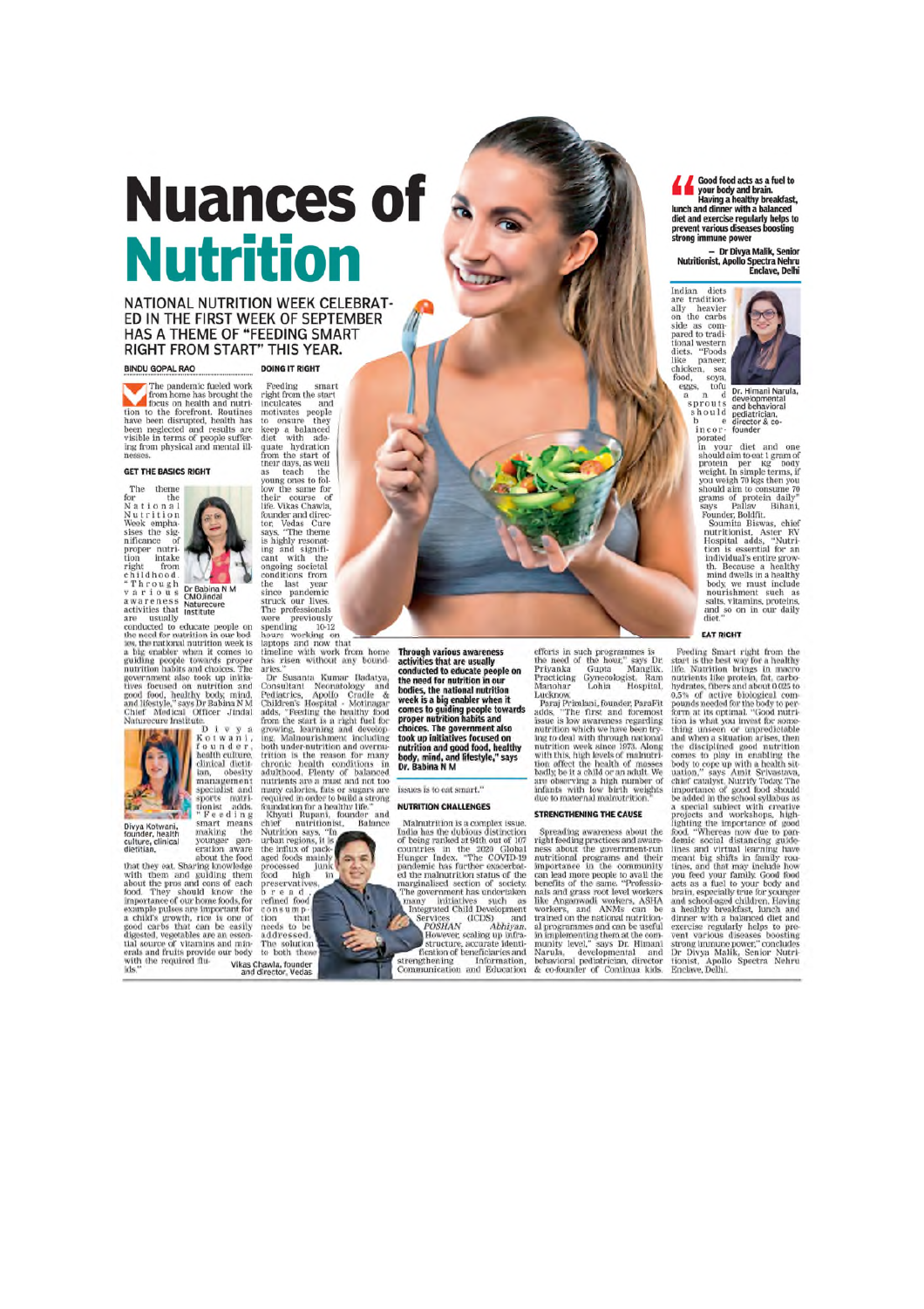# Nuances of Nutrition

## NATIONAL NUTRITION WEEK CELEBRATED IN THE FIRST WEEK OF SEPTEMBER HAS A THEME OF "FEEDING SMART RIGHT FROM START" THIS YEAR.

BINDU GOPAL RAO

The pandemic fueled work from home has brought the focus on health and nutrition to the forefront. Routines have been disrupted, health has been neglected and results are visible in terms of people suffering from physical and mental illnesses.

### GET THE BASICS RIGHT

The theme for the National Nutrition Week emphasises the significance of proper nutrition intake right from childhood. "Through various awareness activities that are usually conducted to educate people on the need for nutrition in our bodies, the national nutrition week is a big enabler when it comes to guiding people towards proper nutrition habits and choices. The government also took up initiatives focused on nutrition and good food, healthy body, mind, and lifestyle," says Dr Babina N M Chief Medical Officer Jindal Naturecure Institute.

Dr Babina N M CMO,Jindal Naturecure Institute

Divya Kotwani, founder, health culture, clinical dietitian, obesity management specialist and sports nutritionist adds. "Feeding smart means making the younger generation aware about the food that they eat. Sharing knowledge with them and guiding them about the pros and cons of each food. They should know the importance of our home foods, for example pulses are important for a child's growth, rice is one of good carbs that can be easily digested, vegetables are an essential source of vitamins and minerals and fruits provide our body with the required fluids."

Divya Kotwani, founder, health culture, clinical dietitian

### DOING IT RIGHT

Feeding smart right from the start inculcates and motivates people to ensure they keep a balanced diet with adequate hydration from the start of their days, as well as teach the young ones to follow the same for their course of life. Vikas Chawla, founder and director, Vedas Cure says, "The theme is highly resonating and significant with the ongoing societal conditions from the last year since pandemic struck our lives. The professionals were previously spending 10-12 hours working on laptops and now that timeline with work from home has risen without any boundaries."

Dr Susanta Kumar Badatya, Consultant Neonatology and Pediatrics, Apollo Cradle & Children's Hospital - Motinagar adds, "Feeding the healthy food from the start is a right fuel for growing, learning and developing. Malnourishment including both under-nutrition and overnutrition is the reason for many chronic health conditions in adulthood. Plenty of balanced nutrients are a must and not too many calories, fats or sugars are required in order to build a strong foundation for a healthy life."

Khyati Rupani, founder and chief nutritionist, Balance Nutrition says, "In urban regions, it is the influx of packaged foods mainly processed junk food high in preservatives, bread, refined food consumption that needs to be addressed. The solution to both these issues is to eat smart."

Vikas Chawla, founder and director, Vedas

> **Through various awareness activities that are usually conducted to educate people on the need for nutrition in our bodies, the national nutrition week is a big enabler when it comes to guiding people towards proper nutrition habits and choices. The government also took up initiatives focused on nutrition and good food, healthy body, mind, and lifestyle," says Dr. Babina N M**

### NUTRITION CHALLENGES

Malnutrition is a complex issue. India has the dubious distinction of being ranked at 94th out of 107 countries in the 2020 Global Hunger Index. "The COVID-19 pandemic has further exacerbated the malnutrition status of the marginalised section of society. The government has undertaken many initiatives such as Integrated Child Development Services (ICDS) and *POSHAN Abhiyan*. However, scaling up infrastructure, accurate identification of beneficiaries and strengthening Information, Communication and Education efforts in such programmes is the need of the hour," says Dr Priyanka Gupta Manglik, Practicing Gynecologist, Ram Manohar Lohia Hospital, Lucknow.

Paraj Primlani, founder, ParaFit adds, "The first and foremost issue is low awareness regarding nutrition which we have been trying to deal with through national nutrition week since 1973. Along with this, high levels of malnutrition affect the health of masses badly, be it a child or an adult. We are observing a high number of infants with low birth weights due to maternal malnutrition."

### STRENGTHENING THE CAUSE

Spreading awareness about the right feeding practices and awareness about the government-run nutritional programs and their importance in the community can lead more people to avail the benefits of the same. "Professionals and grass root level workers like Anganwadi workers, ASHA workers, and ANMs can be trained on the national nutritional programmes and can be useful in implementing them at the community level," says Dr. Himani Narula, developmental and behavioral pediatrician, director & co-founder of Continua kids.

> **Good food acts as a fuel to your body and brain. Having a healthy breakfast, lunch and dinner with a balanced diet and exercise regularly helps to prevent various diseases boosting strong immune power**
>
> — Dr Divya Malik, Senior Nutritionist, Apollo Spectra Nehru Enclave, Delhi

Dr. Himani Narula, developmental and behavioral pediatrician, director & co-founder

Indian diets are traditionally heavier on the carbs side as compared to traditional western diets. "Foods like paneer, chicken, sea food, soya, eggs, tofu and sprouts should be incorporated in your diet and one should aim to eat 1 gram of protein per kg body weight. In simple terms, if you weigh 70 kgs then you should aim to consume 70 grams of protein daily" says Pallav Bihani, Founder, Boldfit.

Soumita Biswas, chief nutritionist, Aster RV Hospital adds, "Nutrition is essential for an individual's entire growth. Because a healthy mind dwells in a healthy body, we must include nourishment such as salts, vitamins, proteins, and so on in our daily diet."

### EAT RIGHT

Feeding Smart right from the start is the best way for a healthy life. Nutrition brings in macro nutrients like protein, fat, carbohydrates, fibers and about 0.025 to 0.5% of active biological compounds needed for the body to perform at its optimal. "Good nutrition is what you invest for something unseen or unpredictable and when a situation arises, then the disciplined good nutrition comes to play in enabling the body to cope up with a health situation," says Amit Srivastava, chief catalyst, Nutrify Today. The importance of good food should be added in the school syllabus as a special subject with creative projects and workshops, highlighting the importance of good food. "Whereas now due to pandemic social distancing guidelines and virtual learning have meant big shifts in family routines, and that may include how you feed your family. Good food acts as a fuel to your body and brain, especially true for younger and school-aged children. Having a healthy breakfast, lunch and dinner with a balanced diet and exercise regularly helps to prevent various diseases boosting strong immune power," concludes Dr Divya Malik, Senior Nutritionist, Apollo Spectra Nehru Enclave, Delhi.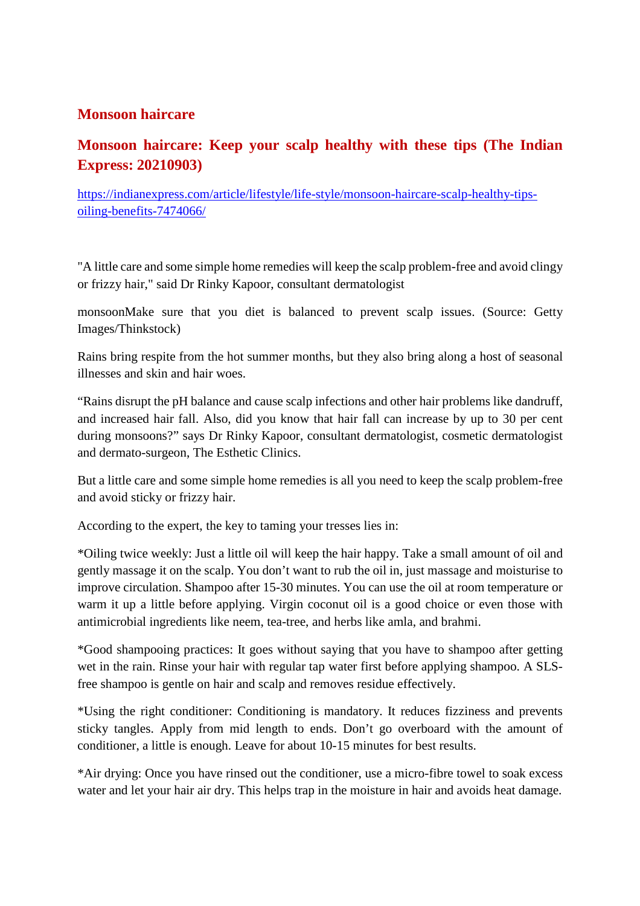## Monsoon haircare

## Monsoon haircare: Keep your scalp healthy with these tips (The Indian Express: 20210903)

https://indianexpress.com/article/lifestyle/life-style/monsoon-haircare-scalp-healthy-tips-oiling-benefits-7474066/

"A little care and some simple home remedies will keep the scalp problem-free and avoid clingy or frizzy hair," said Dr Rinky Kapoor, consultant dermatologist

monsoonMake sure that you diet is balanced to prevent scalp issues. (Source: Getty Images/Thinkstock)

Rains bring respite from the hot summer months, but they also bring along a host of seasonal illnesses and skin and hair woes.

"Rains disrupt the pH balance and cause scalp infections and other hair problems like dandruff, and increased hair fall. Also, did you know that hair fall can increase by up to 30 per cent during monsoons?" says Dr Rinky Kapoor, consultant dermatologist, cosmetic dermatologist and dermato-surgeon, The Esthetic Clinics.

But a little care and some simple home remedies is all you need to keep the scalp problem-free and avoid sticky or frizzy hair.

According to the expert, the key to taming your tresses lies in:

*Oiling twice weekly: Just a little oil will keep the hair happy. Take a small amount of oil and gently massage it on the scalp. You don't want to rub the oil in, just massage and moisturise to improve circulation. Shampoo after 15-30 minutes. You can use the oil at room temperature or warm it up a little before applying. Virgin coconut oil is a good choice or even those with antimicrobial ingredients like neem, tea-tree, and herbs like amla, and brahmi.

*Good shampooing practices: It goes without saying that you have to shampoo after getting wet in the rain. Rinse your hair with regular tap water first before applying shampoo. A SLS-free shampoo is gentle on hair and scalp and removes residue effectively.

*Using the right conditioner: Conditioning is mandatory. It reduces fizziness and prevents sticky tangles. Apply from mid length to ends. Don't go overboard with the amount of conditioner, a little is enough. Leave for about 10-15 minutes for best results.

*Air drying: Once you have rinsed out the conditioner, use a micro-fibre towel to soak excess water and let your hair air dry. This helps trap in the moisture in hair and avoids heat damage.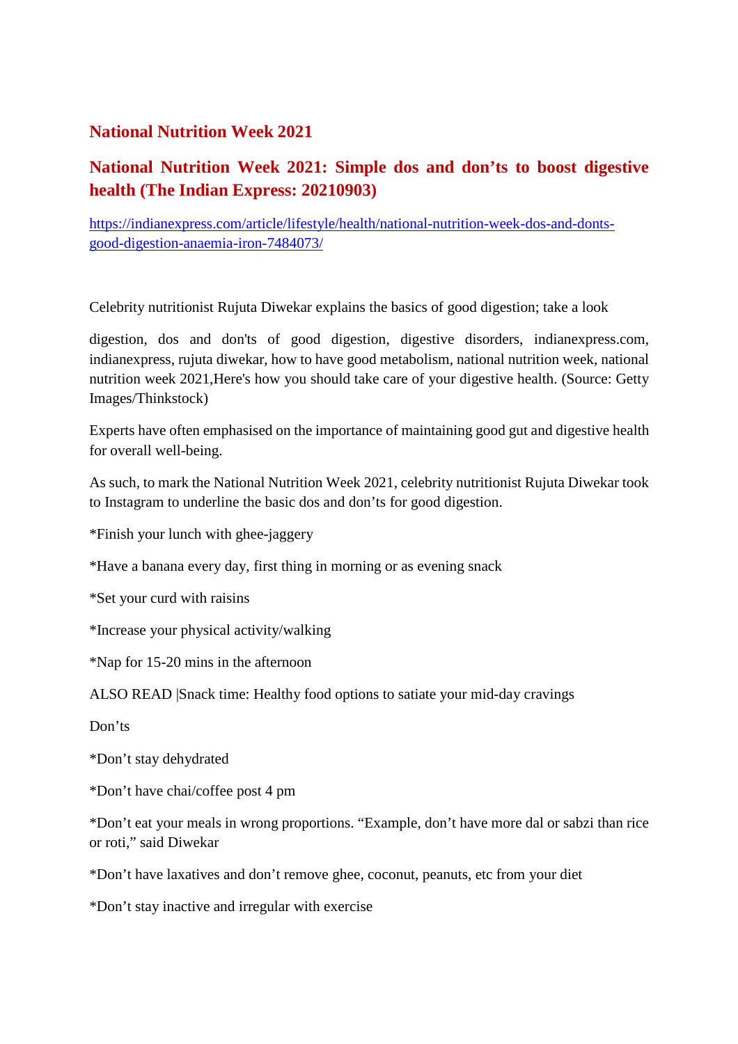## National Nutrition Week 2021

### National Nutrition Week 2021: Simple dos and don’ts to boost digestive health (The Indian Express: 20210903)

[https://indianexpress.com/article/lifestyle/health/national-nutrition-week-dos-and-donts-good-digestion-anaemia-iron-7484073/](https://indianexpress.com/article/lifestyle/health/national-nutrition-week-dos-and-donts-good-digestion-anaemia-iron-7484073/)

Celebrity nutritionist Rujuta Diwekar explains the basics of good digestion; take a look

digestion, dos and don'ts of good digestion, digestive disorders, indianexpress.com, indianexpress, rujuta diwekar, how to have good metabolism, national nutrition week, national nutrition week 2021,Here's how you should take care of your digestive health. (Source: Getty Images/Thinkstock)

Experts have often emphasised on the importance of maintaining good gut and digestive health for overall well-being.

As such, to mark the National Nutrition Week 2021, celebrity nutritionist Rujuta Diwekar took to Instagram to underline the basic dos and don’ts for good digestion.

*Finish your lunch with ghee-jaggery

*Have a banana every day, first thing in morning or as evening snack

*Set your curd with raisins

*Increase your physical activity/walking

*Nap for 15-20 mins in the afternoon

ALSO READ |Snack time: Healthy food options to satiate your mid-day cravings

Don’ts

*Don’t stay dehydrated

*Don’t have chai/coffee post 4 pm

*Don’t eat your meals in wrong proportions. “Example, don’t have more dal or sabzi than rice or roti,” said Diwekar

*Don’t have laxatives and don’t remove ghee, coconut, peanuts, etc from your diet

*Don’t stay inactive and irregular with exercise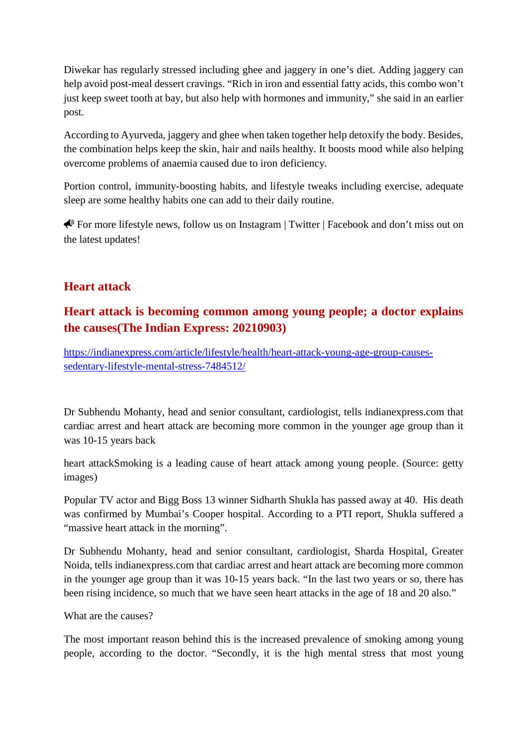Diwekar has regularly stressed including ghee and jaggery in one's diet. Adding jaggery can help avoid post-meal dessert cravings. "Rich in iron and essential fatty acids, this combo won't just keep sweet tooth at bay, but also help with hormones and immunity," she said in an earlier post.

According to Ayurveda, jaggery and ghee when taken together help detoxify the body. Besides, the combination helps keep the skin, hair and nails healthy. It boosts mood while also helping overcome problems of anaemia caused due to iron deficiency.

Portion control, immunity-boosting habits, and lifestyle tweaks including exercise, adequate sleep are some healthy habits one can add to their daily routine.

📣 For more lifestyle news, follow us on Instagram | Twitter | Facebook and don't miss out on the latest updates!

## Heart attack

## Heart attack is becoming common among young people; a doctor explains the causes(The Indian Express: 20210903)

https://indianexpress.com/article/lifestyle/health/heart-attack-young-age-group-causes-sedentary-lifestyle-mental-stress-7484512/

Dr Subhendu Mohanty, head and senior consultant, cardiologist, tells indianexpress.com that cardiac arrest and heart attack are becoming more common in the younger age group than it was 10-15 years back

heart attackSmoking is a leading cause of heart attack among young people. (Source: getty images)

Popular TV actor and Bigg Boss 13 winner Sidharth Shukla has passed away at 40. His death was confirmed by Mumbai's Cooper hospital. According to a PTI report, Shukla suffered a "massive heart attack in the morning".

Dr Subhendu Mohanty, head and senior consultant, cardiologist, Sharda Hospital, Greater Noida, tells indianexpress.com that cardiac arrest and heart attack are becoming more common in the younger age group than it was 10-15 years back. "In the last two years or so, there has been rising incidence, so much that we have seen heart attacks in the age of 18 and 20 also."

What are the causes?

The most important reason behind this is the increased prevalence of smoking among young people, according to the doctor. "Secondly, it is the high mental stress that most young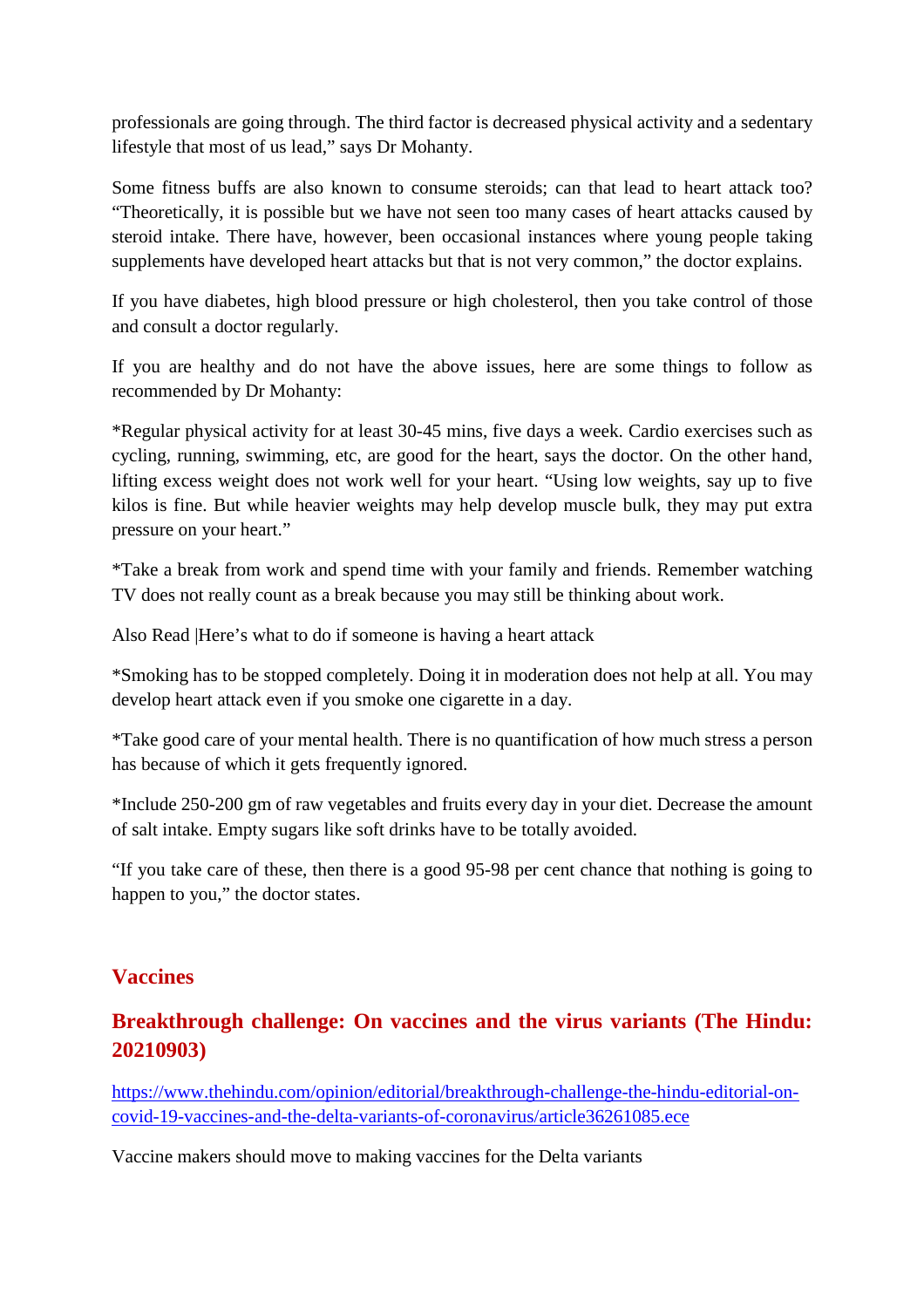professionals are going through. The third factor is decreased physical activity and a sedentary lifestyle that most of us lead," says Dr Mohanty.

Some fitness buffs are also known to consume steroids; can that lead to heart attack too? "Theoretically, it is possible but we have not seen too many cases of heart attacks caused by steroid intake. There have, however, been occasional instances where young people taking supplements have developed heart attacks but that is not very common," the doctor explains.

If you have diabetes, high blood pressure or high cholesterol, then you take control of those and consult a doctor regularly.

If you are healthy and do not have the above issues, here are some things to follow as recommended by Dr Mohanty:

*Regular physical activity for at least 30-45 mins, five days a week. Cardio exercises such as cycling, running, swimming, etc, are good for the heart, says the doctor. On the other hand, lifting excess weight does not work well for your heart. "Using low weights, say up to five kilos is fine. But while heavier weights may help develop muscle bulk, they may put extra pressure on your heart."

*Take a break from work and spend time with your family and friends. Remember watching TV does not really count as a break because you may still be thinking about work.

Also Read |Here's what to do if someone is having a heart attack

*Smoking has to be stopped completely. Doing it in moderation does not help at all. You may develop heart attack even if you smoke one cigarette in a day.

*Take good care of your mental health. There is no quantification of how much stress a person has because of which it gets frequently ignored.

*Include 250-200 gm of raw vegetables and fruits every day in your diet. Decrease the amount of salt intake. Empty sugars like soft drinks have to be totally avoided.

"If you take care of these, then there is a good 95-98 per cent chance that nothing is going to happen to you," the doctor states.

## Vaccines

## Breakthrough challenge: On vaccines and the virus variants (The Hindu: 20210903)

https://www.thehindu.com/opinion/editorial/breakthrough-challenge-the-hindu-editorial-on-covid-19-vaccines-and-the-delta-variants-of-coronavirus/article36261085.ece

Vaccine makers should move to making vaccines for the Delta variants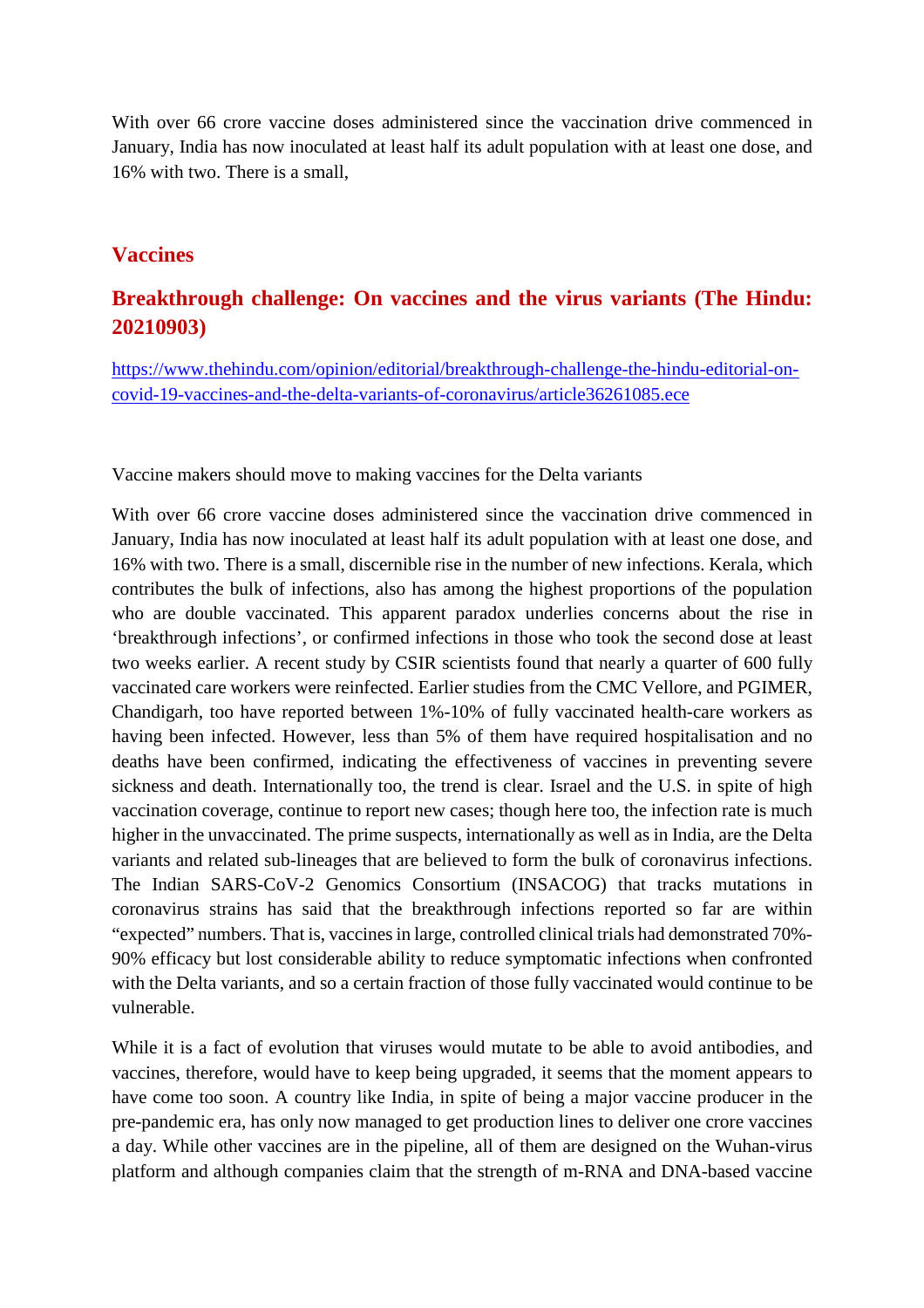With over 66 crore vaccine doses administered since the vaccination drive commenced in January, India has now inoculated at least half its adult population with at least one dose, and 16% with two. There is a small,

## Vaccines

## Breakthrough challenge: On vaccines and the virus variants (The Hindu: 20210903)

https://www.thehindu.com/opinion/editorial/breakthrough-challenge-the-hindu-editorial-on-covid-19-vaccines-and-the-delta-variants-of-coronavirus/article36261085.ece

Vaccine makers should move to making vaccines for the Delta variants

With over 66 crore vaccine doses administered since the vaccination drive commenced in January, India has now inoculated at least half its adult population with at least one dose, and 16% with two. There is a small, discernible rise in the number of new infections. Kerala, which contributes the bulk of infections, also has among the highest proportions of the population who are double vaccinated. This apparent paradox underlies concerns about the rise in 'breakthrough infections', or confirmed infections in those who took the second dose at least two weeks earlier. A recent study by CSIR scientists found that nearly a quarter of 600 fully vaccinated care workers were reinfected. Earlier studies from the CMC Vellore, and PGIMER, Chandigarh, too have reported between 1%-10% of fully vaccinated health-care workers as having been infected. However, less than 5% of them have required hospitalisation and no deaths have been confirmed, indicating the effectiveness of vaccines in preventing severe sickness and death. Internationally too, the trend is clear. Israel and the U.S. in spite of high vaccination coverage, continue to report new cases; though here too, the infection rate is much higher in the unvaccinated. The prime suspects, internationally as well as in India, are the Delta variants and related sub-lineages that are believed to form the bulk of coronavirus infections. The Indian SARS-CoV-2 Genomics Consortium (INSACOG) that tracks mutations in coronavirus strains has said that the breakthrough infections reported so far are within "expected" numbers. That is, vaccines in large, controlled clinical trials had demonstrated 70%-90% efficacy but lost considerable ability to reduce symptomatic infections when confronted with the Delta variants, and so a certain fraction of those fully vaccinated would continue to be vulnerable.

While it is a fact of evolution that viruses would mutate to be able to avoid antibodies, and vaccines, therefore, would have to keep being upgraded, it seems that the moment appears to have come too soon. A country like India, in spite of being a major vaccine producer in the pre-pandemic era, has only now managed to get production lines to deliver one crore vaccines a day. While other vaccines are in the pipeline, all of them are designed on the Wuhan-virus platform and although companies claim that the strength of m-RNA and DNA-based vaccine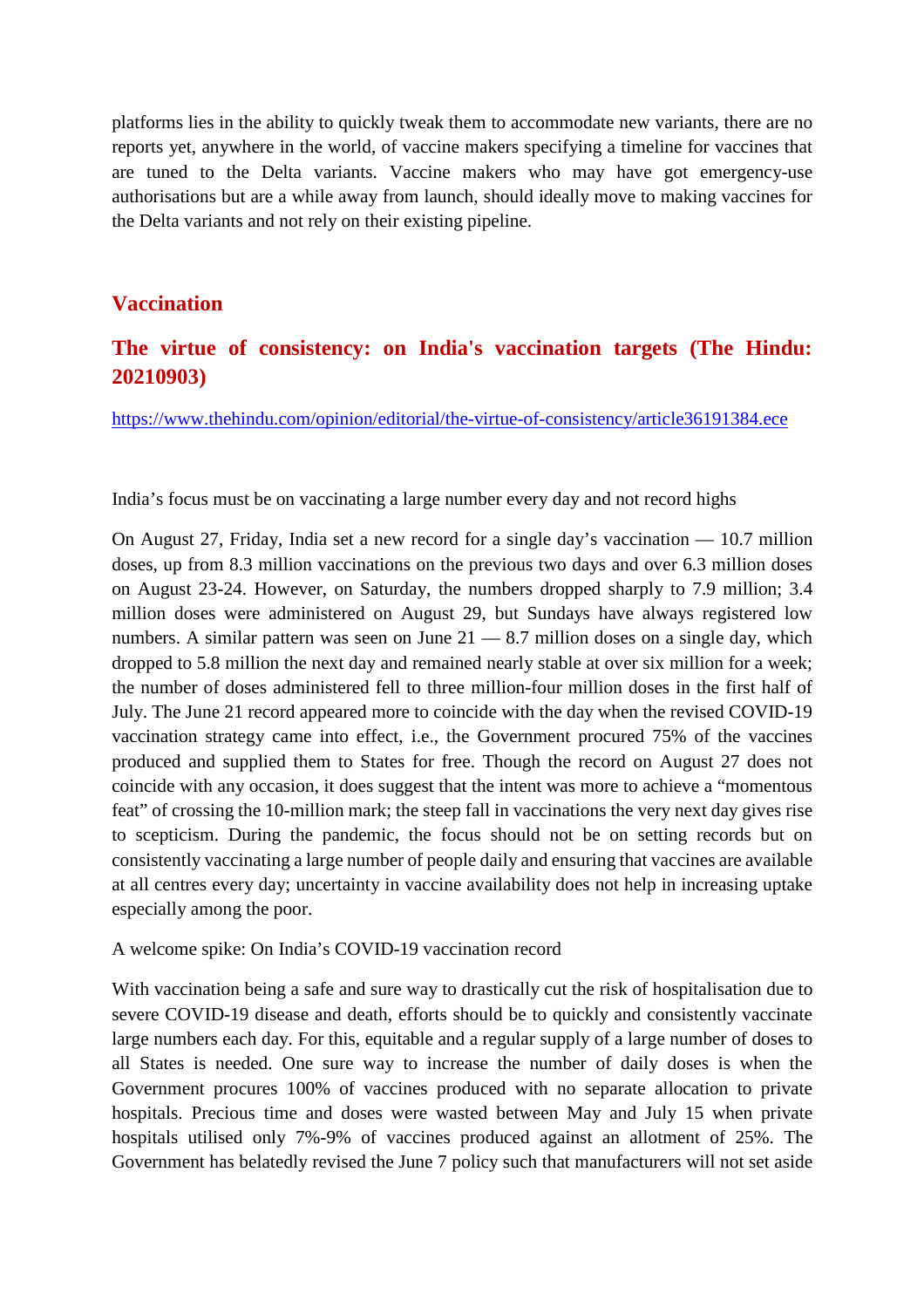platforms lies in the ability to quickly tweak them to accommodate new variants, there are no reports yet, anywhere in the world, of vaccine makers specifying a timeline for vaccines that are tuned to the Delta variants. Vaccine makers who may have got emergency-use authorisations but are a while away from launch, should ideally move to making vaccines for the Delta variants and not rely on their existing pipeline.

## Vaccination

### The virtue of consistency: on India's vaccination targets (The Hindu: 20210903)

https://www.thehindu.com/opinion/editorial/the-virtue-of-consistency/article36191384.ece

India's focus must be on vaccinating a large number every day and not record highs

On August 27, Friday, India set a new record for a single day's vaccination — 10.7 million doses, up from 8.3 million vaccinations on the previous two days and over 6.3 million doses on August 23-24. However, on Saturday, the numbers dropped sharply to 7.9 million; 3.4 million doses were administered on August 29, but Sundays have always registered low numbers. A similar pattern was seen on June 21 — 8.7 million doses on a single day, which dropped to 5.8 million the next day and remained nearly stable at over six million for a week; the number of doses administered fell to three million-four million doses in the first half of July. The June 21 record appeared more to coincide with the day when the revised COVID-19 vaccination strategy came into effect, i.e., the Government procured 75% of the vaccines produced and supplied them to States for free. Though the record on August 27 does not coincide with any occasion, it does suggest that the intent was more to achieve a "momentous feat" of crossing the 10-million mark; the steep fall in vaccinations the very next day gives rise to scepticism. During the pandemic, the focus should not be on setting records but on consistently vaccinating a large number of people daily and ensuring that vaccines are available at all centres every day; uncertainty in vaccine availability does not help in increasing uptake especially among the poor.

A welcome spike: On India's COVID-19 vaccination record

With vaccination being a safe and sure way to drastically cut the risk of hospitalisation due to severe COVID-19 disease and death, efforts should be to quickly and consistently vaccinate large numbers each day. For this, equitable and a regular supply of a large number of doses to all States is needed. One sure way to increase the number of daily doses is when the Government procures 100% of vaccines produced with no separate allocation to private hospitals. Precious time and doses were wasted between May and July 15 when private hospitals utilised only 7%-9% of vaccines produced against an allotment of 25%. The Government has belatedly revised the June 7 policy such that manufacturers will not set aside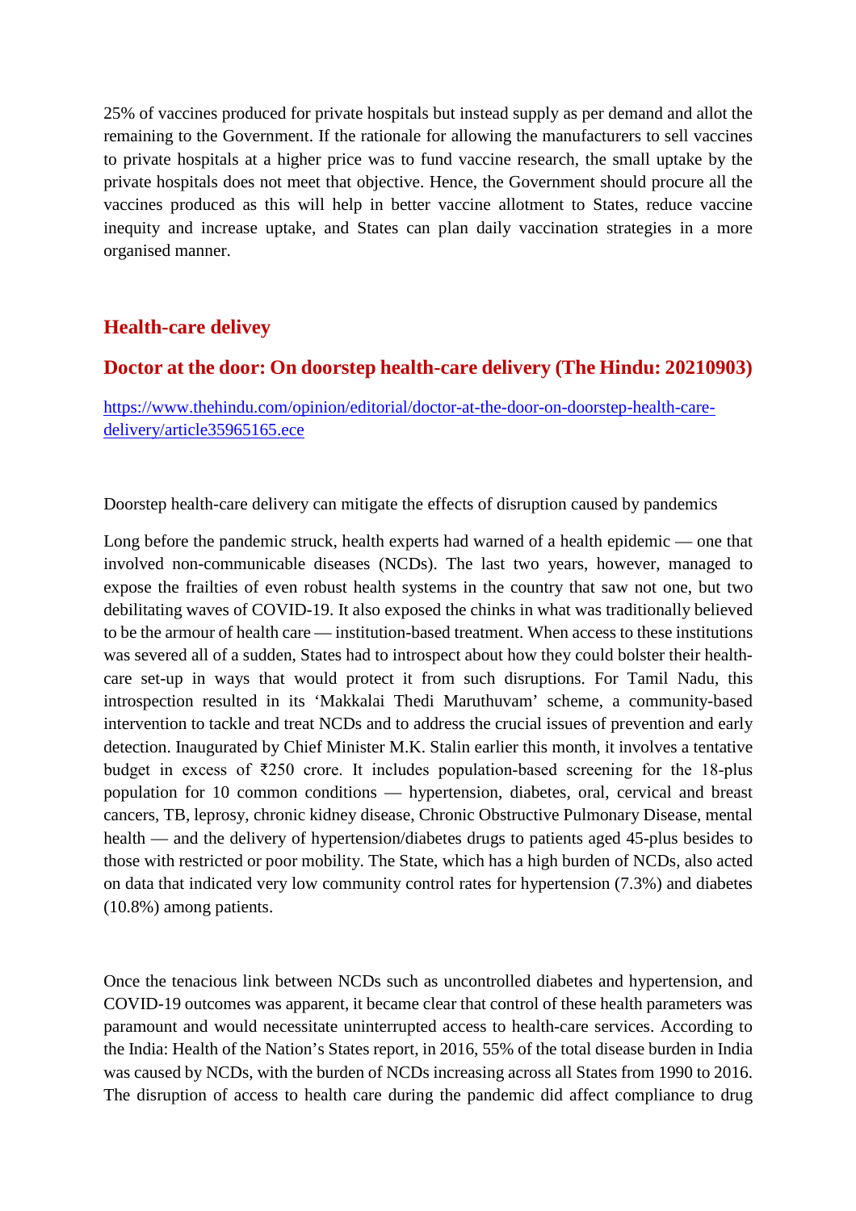25% of vaccines produced for private hospitals but instead supply as per demand and allot the remaining to the Government. If the rationale for allowing the manufacturers to sell vaccines to private hospitals at a higher price was to fund vaccine research, the small uptake by the private hospitals does not meet that objective. Hence, the Government should procure all the vaccines produced as this will help in better vaccine allotment to States, reduce vaccine inequity and increase uptake, and States can plan daily vaccination strategies in a more organised manner.

## Health-care delivey

## Doctor at the door: On doorstep health-care delivery (The Hindu: 20210903)

https://www.thehindu.com/opinion/editorial/doctor-at-the-door-on-doorstep-health-care-delivery/article35965165.ece

Doorstep health-care delivery can mitigate the effects of disruption caused by pandemics

Long before the pandemic struck, health experts had warned of a health epidemic — one that involved non-communicable diseases (NCDs). The last two years, however, managed to expose the frailties of even robust health systems in the country that saw not one, but two debilitating waves of COVID-19. It also exposed the chinks in what was traditionally believed to be the armour of health care — institution-based treatment. When access to these institutions was severed all of a sudden, States had to introspect about how they could bolster their health-care set-up in ways that would protect it from such disruptions. For Tamil Nadu, this introspection resulted in its 'Makkalai Thedi Maruthuvam' scheme, a community-based intervention to tackle and treat NCDs and to address the crucial issues of prevention and early detection. Inaugurated by Chief Minister M.K. Stalin earlier this month, it involves a tentative budget in excess of ₹250 crore. It includes population-based screening for the 18-plus population for 10 common conditions — hypertension, diabetes, oral, cervical and breast cancers, TB, leprosy, chronic kidney disease, Chronic Obstructive Pulmonary Disease, mental health — and the delivery of hypertension/diabetes drugs to patients aged 45-plus besides to those with restricted or poor mobility. The State, which has a high burden of NCDs, also acted on data that indicated very low community control rates for hypertension (7.3%) and diabetes (10.8%) among patients.

Once the tenacious link between NCDs such as uncontrolled diabetes and hypertension, and COVID-19 outcomes was apparent, it became clear that control of these health parameters was paramount and would necessitate uninterrupted access to health-care services. According to the India: Health of the Nation's States report, in 2016, 55% of the total disease burden in India was caused by NCDs, with the burden of NCDs increasing across all States from 1990 to 2016. The disruption of access to health care during the pandemic did affect compliance to drug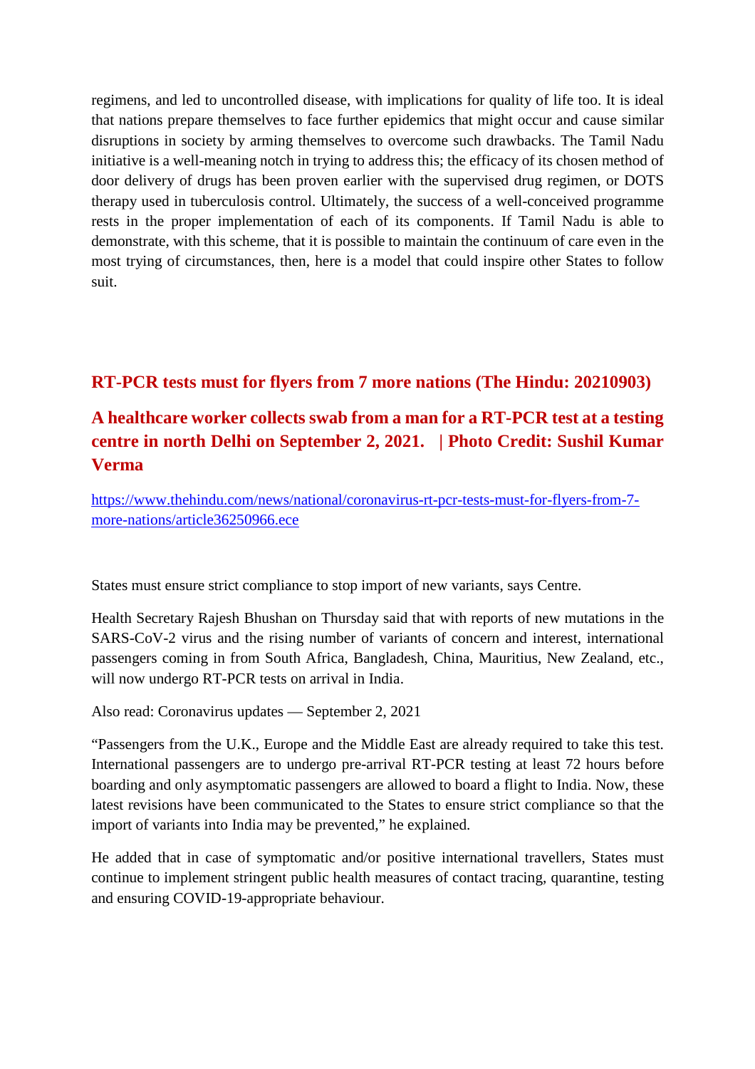regimens, and led to uncontrolled disease, with implications for quality of life too. It is ideal that nations prepare themselves to face further epidemics that might occur and cause similar disruptions in society by arming themselves to overcome such drawbacks. The Tamil Nadu initiative is a well-meaning notch in trying to address this; the efficacy of its chosen method of door delivery of drugs has been proven earlier with the supervised drug regimen, or DOTS therapy used in tuberculosis control. Ultimately, the success of a well-conceived programme rests in the proper implementation of each of its components. If Tamil Nadu is able to demonstrate, with this scheme, that it is possible to maintain the continuum of care even in the most trying of circumstances, then, here is a model that could inspire other States to follow suit.

## RT-PCR tests must for flyers from 7 more nations (The Hindu: 20210903)

## A healthcare worker collects swab from a man for a RT-PCR test at a testing centre in north Delhi on September 2, 2021. | Photo Credit: Sushil Kumar Verma

https://www.thehindu.com/news/national/coronavirus-rt-pcr-tests-must-for-flyers-from-7-more-nations/article36250966.ece

States must ensure strict compliance to stop import of new variants, says Centre.

Health Secretary Rajesh Bhushan on Thursday said that with reports of new mutations in the SARS-CoV-2 virus and the rising number of variants of concern and interest, international passengers coming in from South Africa, Bangladesh, China, Mauritius, New Zealand, etc., will now undergo RT-PCR tests on arrival in India.

Also read: Coronavirus updates — September 2, 2021

"Passengers from the U.K., Europe and the Middle East are already required to take this test. International passengers are to undergo pre-arrival RT-PCR testing at least 72 hours before boarding and only asymptomatic passengers are allowed to board a flight to India. Now, these latest revisions have been communicated to the States to ensure strict compliance so that the import of variants into India may be prevented," he explained.

He added that in case of symptomatic and/or positive international travellers, States must continue to implement stringent public health measures of contact tracing, quarantine, testing and ensuring COVID-19-appropriate behaviour.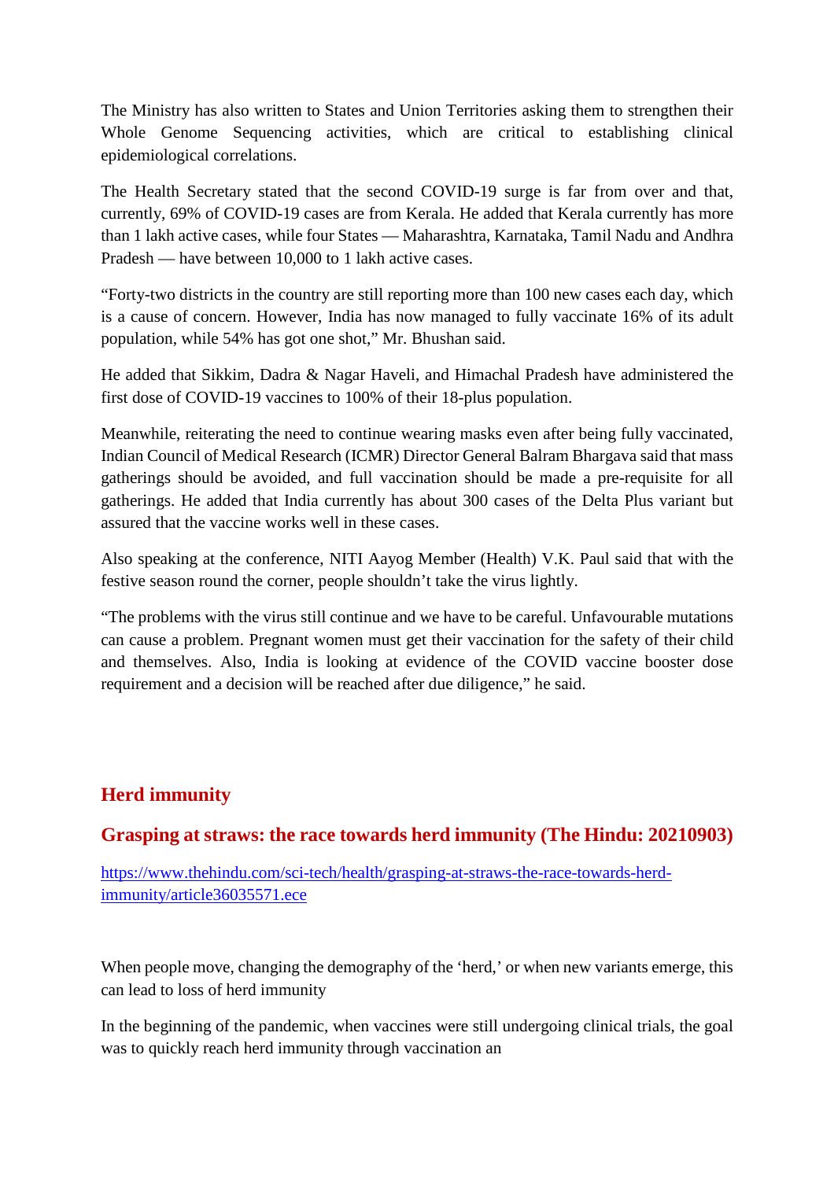The Ministry has also written to States and Union Territories asking them to strengthen their Whole Genome Sequencing activities, which are critical to establishing clinical epidemiological correlations.

The Health Secretary stated that the second COVID-19 surge is far from over and that, currently, 69% of COVID-19 cases are from Kerala. He added that Kerala currently has more than 1 lakh active cases, while four States — Maharashtra, Karnataka, Tamil Nadu and Andhra Pradesh — have between 10,000 to 1 lakh active cases.

"Forty-two districts in the country are still reporting more than 100 new cases each day, which is a cause of concern. However, India has now managed to fully vaccinate 16% of its adult population, while 54% has got one shot," Mr. Bhushan said.

He added that Sikkim, Dadra & Nagar Haveli, and Himachal Pradesh have administered the first dose of COVID-19 vaccines to 100% of their 18-plus population.

Meanwhile, reiterating the need to continue wearing masks even after being fully vaccinated, Indian Council of Medical Research (ICMR) Director General Balram Bhargava said that mass gatherings should be avoided, and full vaccination should be made a pre-requisite for all gatherings. He added that India currently has about 300 cases of the Delta Plus variant but assured that the vaccine works well in these cases.

Also speaking at the conference, NITI Aayog Member (Health) V.K. Paul said that with the festive season round the corner, people shouldn't take the virus lightly.

"The problems with the virus still continue and we have to be careful. Unfavourable mutations can cause a problem. Pregnant women must get their vaccination for the safety of their child and themselves. Also, India is looking at evidence of the COVID vaccine booster dose requirement and a decision will be reached after due diligence," he said.

## Herd immunity

### Grasping at straws: the race towards herd immunity (The Hindu: 20210903)

https://www.thehindu.com/sci-tech/health/grasping-at-straws-the-race-towards-herd-immunity/article36035571.ece

When people move, changing the demography of the 'herd,' or when new variants emerge, this can lead to loss of herd immunity

In the beginning of the pandemic, when vaccines were still undergoing clinical trials, the goal was to quickly reach herd immunity through vaccination an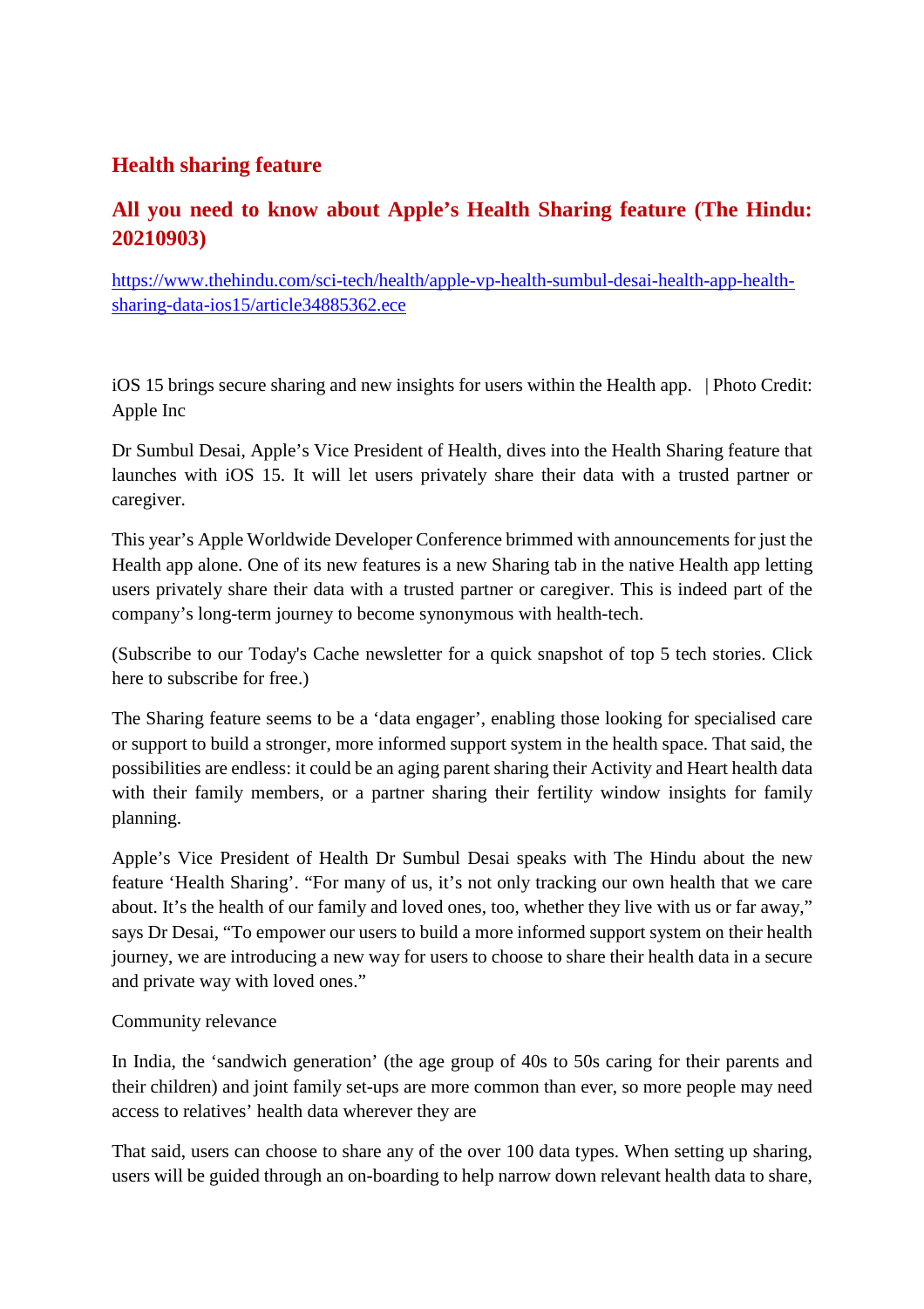## Health sharing feature

## All you need to know about Apple's Health Sharing feature (The Hindu: 20210903)

[https://www.thehindu.com/sci-tech/health/apple-vp-health-sumbul-desai-health-app-health-sharing-data-ios15/article34885362.ece](https://www.thehindu.com/sci-tech/health/apple-vp-health-sumbul-desai-health-app-health-sharing-data-ios15/article34885362.ece)

iOS 15 brings secure sharing and new insights for users within the Health app. | Photo Credit: Apple Inc

Dr Sumbul Desai, Apple's Vice President of Health, dives into the Health Sharing feature that launches with iOS 15. It will let users privately share their data with a trusted partner or caregiver.

This year's Apple Worldwide Developer Conference brimmed with announcements for just the Health app alone. One of its new features is a new Sharing tab in the native Health app letting users privately share their data with a trusted partner or caregiver. This is indeed part of the company's long-term journey to become synonymous with health-tech.

(Subscribe to our Today's Cache newsletter for a quick snapshot of top 5 tech stories. Click here to subscribe for free.)

The Sharing feature seems to be a 'data engager', enabling those looking for specialised care or support to build a stronger, more informed support system in the health space. That said, the possibilities are endless: it could be an aging parent sharing their Activity and Heart health data with their family members, or a partner sharing their fertility window insights for family planning.

Apple's Vice President of Health Dr Sumbul Desai speaks with The Hindu about the new feature 'Health Sharing'. "For many of us, it's not only tracking our own health that we care about. It's the health of our family and loved ones, too, whether they live with us or far away," says Dr Desai, "To empower our users to build a more informed support system on their health journey, we are introducing a new way for users to choose to share their health data in a secure and private way with loved ones."

Community relevance

In India, the 'sandwich generation' (the age group of 40s to 50s caring for their parents and their children) and joint family set-ups are more common than ever, so more people may need access to relatives' health data wherever they are

That said, users can choose to share any of the over 100 data types. When setting up sharing, users will be guided through an on-boarding to help narrow down relevant health data to share,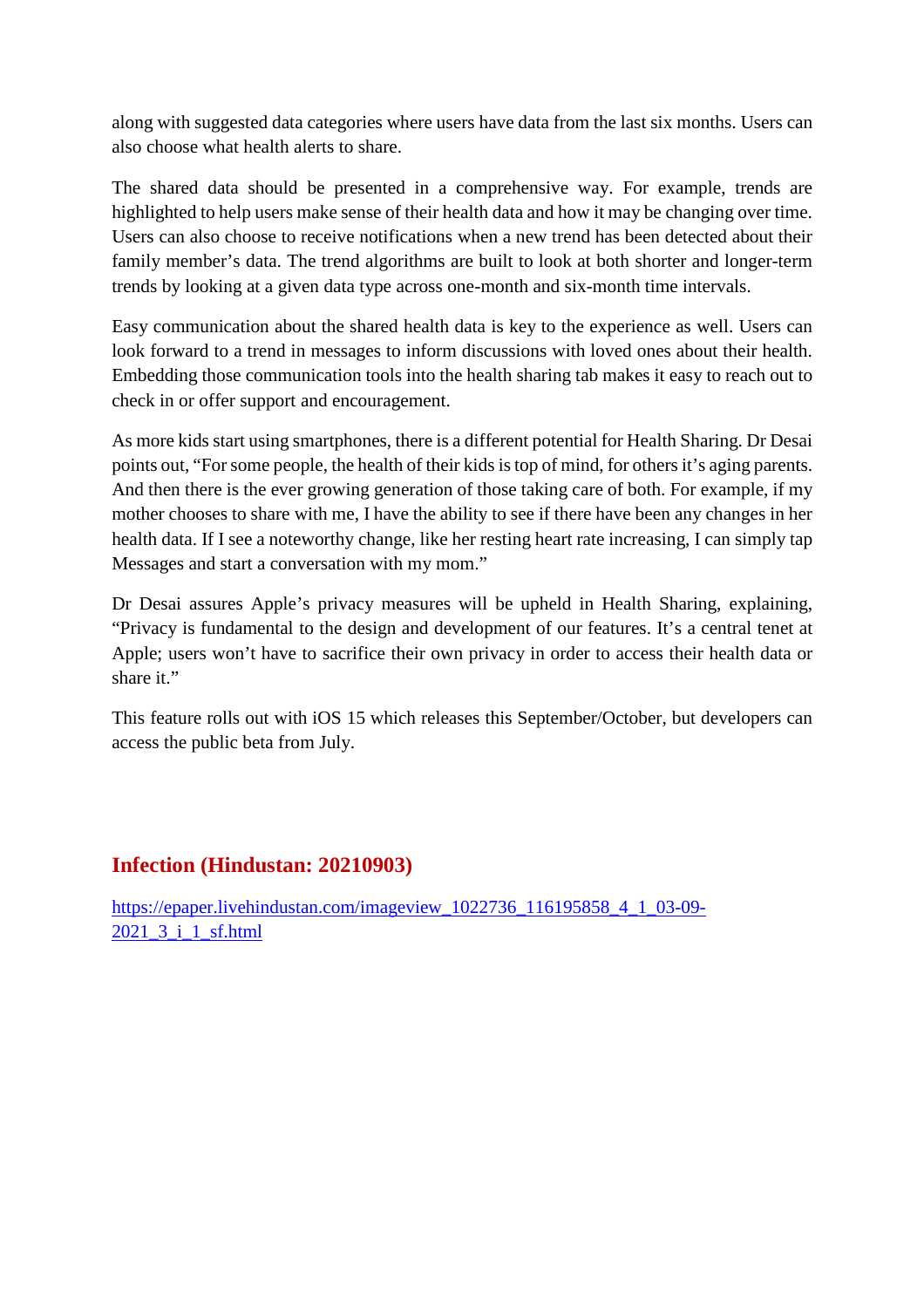along with suggested data categories where users have data from the last six months. Users can also choose what health alerts to share.

The shared data should be presented in a comprehensive way. For example, trends are highlighted to help users make sense of their health data and how it may be changing over time. Users can also choose to receive notifications when a new trend has been detected about their family member's data. The trend algorithms are built to look at both shorter and longer-term trends by looking at a given data type across one-month and six-month time intervals.

Easy communication about the shared health data is key to the experience as well. Users can look forward to a trend in messages to inform discussions with loved ones about their health. Embedding those communication tools into the health sharing tab makes it easy to reach out to check in or offer support and encouragement.

As more kids start using smartphones, there is a different potential for Health Sharing. Dr Desai points out, "For some people, the health of their kids is top of mind, for others it's aging parents. And then there is the ever growing generation of those taking care of both. For example, if my mother chooses to share with me, I have the ability to see if there have been any changes in her health data. If I see a noteworthy change, like her resting heart rate increasing, I can simply tap Messages and start a conversation with my mom."

Dr Desai assures Apple's privacy measures will be upheld in Health Sharing, explaining, "Privacy is fundamental to the design and development of our features. It's a central tenet at Apple; users won't have to sacrifice their own privacy in order to access their health data or share it."

This feature rolls out with iOS 15 which releases this September/October, but developers can access the public beta from July.

## Infection (Hindustan: 20210903)

https://epaper.livehindustan.com/imageview_1022736_116195858_4_1_03-09-2021_3_i_1_sf.html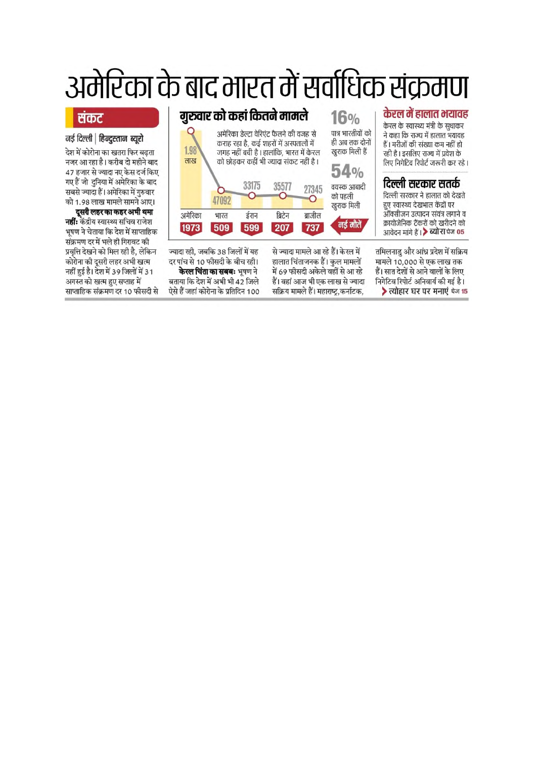# अमेरिका के बाद भारत में सर्वाधिक संक्रमण

## संकट

नई दिल्ली | हिन्दुस्तान ब्यूरो

देश में कोरोना का खतरा फिर बढ़ता नजर आ रहा है। करीब दो महीने बाद 47 हजार से ज्यादा नए केस दर्ज किए गए हैं जो दुनिया में अमेरिका के बाद सबसे ज्यादा हैं। अमेरिका में गुरुवार को 1.98 लाख मामले सामने आए।

**दूसरी लहर का कहर अभी थमा नहीं:** केंद्रीय स्वास्थ्य सचिव राजेश भूषण ने चेताया कि देश में साप्ताहिक संक्रमण दर में भले ही गिरावट की प्रवृत्ति देखने को मिल रही है, लेकिन कोरोना की दूसरी लहर अभी खत्म नहीं हुई है। देश में 39 जिलों में 31 अगस्त को खत्म हुए सप्ताह में साप्ताहिक संक्रमण दर 10 फीसदी से ज्यादा रही, जबकि 38 जिलों में यह दर पांच से 10 फीसदी के बीच रही।

**केरल चिंता का सबब:** भूषण ने बताया कि देश में अभी भी 42 जिले ऐसे हैं जहां कोरोना के प्रतिदिन 100 से ज्यादा मामले आ रहे हैं। केरल में हालात चिंताजनक हैं। कुल मामलों में 69 फीसदी अकेले वहीं से आ रहे हैं। वहां आज भी एक लाख से ज्यादा सक्रिय मामले हैं। महाराष्ट्र, कर्नाटक, तमिलनाडु और आंध्र प्रदेश में सक्रिय मामले 10,000 से एक लाख तक हैं। सात देशों से आने वालों के लिए निगेटिव रिपोर्ट अनिवार्य की गई है।

> त्योहार घर पर मनाएं पेज 15

## गुरुवार को कहां कितने मामले

अमेरिका डेल्टा वेरिएंट फैलने की वजह से कराह रहा है, कई शहरों में अस्पतालों में जगह नहीं बची है। हालांकि, भारत में केरल को छोड़कर कहीं भी ज्यादा संकट नहीं है।

1.98 लाख
47092
33175
35577
27345

अमेरिका भारत ईरान ब्रिटेन ब्राजील

नई मौतें: 1973 509 599 207 737

**16%** पात्र भारतीयों को ही अब तक दोनों खुराक मिली हैं

**54%** वयस्क आबादी को पहली खुराक मिली

## केरल में हालात भयावह

केरल के स्वास्थ्य मंत्री के सुधाकर ने कहा कि राज्य में हालात भयावह हैं। मरीजों की संख्या कम नहीं हो रही है। इसलिए राज्य में प्रवेश के लिए निगेटिव रिपोर्ट जरूरी कर रहे।

## दिल्ली सरकार सतर्क

दिल्ली सरकार ने हालात को देखते हुए स्वास्थ्य देखभाल केंद्रों पर ऑक्सीजन उत्पादन संयंत्र लगाने व क्रायोजेनिक टैंकरों को खरीदने को आवेदन मांगे हैं। > ब्योरा पेज 05